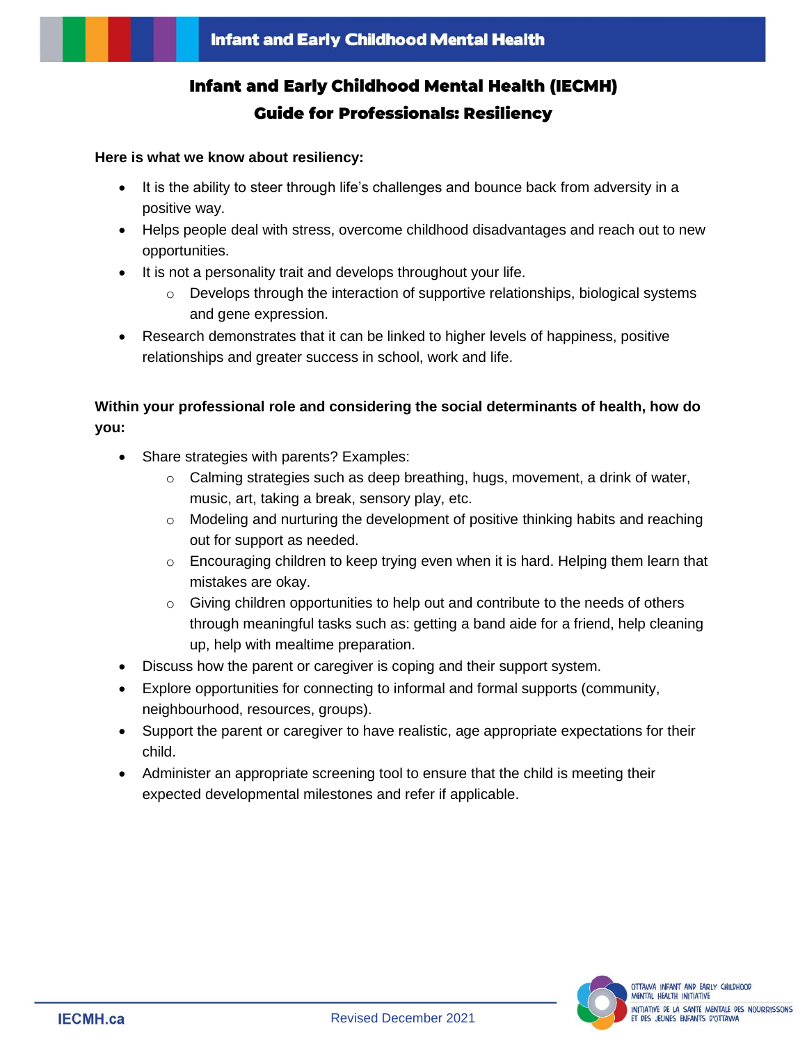# Infant and Early Childhood Mental Health (IECMH) Guide for Professionals: Resiliency

**Here is what we know about resiliency:**

- It is the ability to steer through life's challenges and bounce back from adversity in a positive way.
- Helps people deal with stress, overcome childhood disadvantages and reach out to new opportunities.
- It is not a personality trait and develops throughout your life.
  - Develops through the interaction of supportive relationships, biological systems and gene expression.
- Research demonstrates that it can be linked to higher levels of happiness, positive relationships and greater success in school, work and life.

**Within your professional role and considering the social determinants of health, how do you:**

- Share strategies with parents? Examples:
  - Calming strategies such as deep breathing, hugs, movement, a drink of water, music, art, taking a break, sensory play, etc.
  - Modeling and nurturing the development of positive thinking habits and reaching out for support as needed.
  - Encouraging children to keep trying even when it is hard. Helping them learn that mistakes are okay.
  - Giving children opportunities to help out and contribute to the needs of others through meaningful tasks such as: getting a band aide for a friend, help cleaning up, help with mealtime preparation.
- Discuss how the parent or caregiver is coping and their support system.
- Explore opportunities for connecting to informal and formal supports (community, neighbourhood, resources, groups).
- Support the parent or caregiver to have realistic, age appropriate expectations for their child.
- Administer an appropriate screening tool to ensure that the child is meeting their expected developmental milestones and refer if applicable.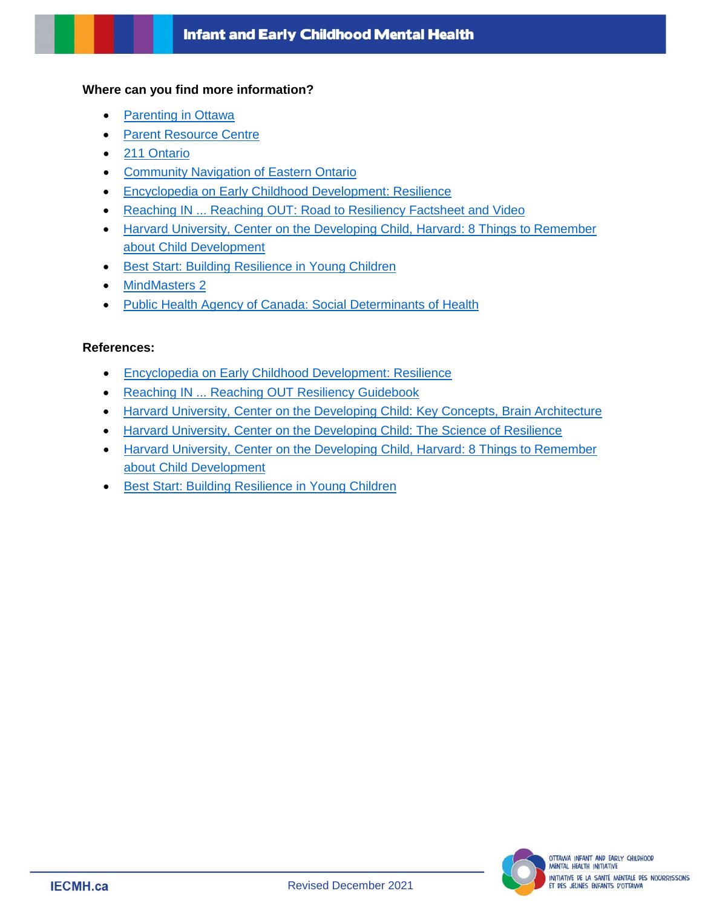**Where can you find more information?**

- Parenting in Ottawa
- Parent Resource Centre
- 211 Ontario
- Community Navigation of Eastern Ontario
- Encyclopedia on Early Childhood Development: Resilience
- Reaching IN ... Reaching OUT: Road to Resiliency Factsheet and Video
- Harvard University, Center on the Developing Child, Harvard: 8 Things to Remember about Child Development
- Best Start: Building Resilience in Young Children
- MindMasters 2
- Public Health Agency of Canada: Social Determinants of Health

**References:**

- Encyclopedia on Early Childhood Development: Resilience
- Reaching IN ... Reaching OUT Resiliency Guidebook
- Harvard University, Center on the Developing Child: Key Concepts, Brain Architecture
- Harvard University, Center on the Developing Child: The Science of Resilience
- Harvard University, Center on the Developing Child, Harvard: 8 Things to Remember about Child Development
- Best Start: Building Resilience in Young Children